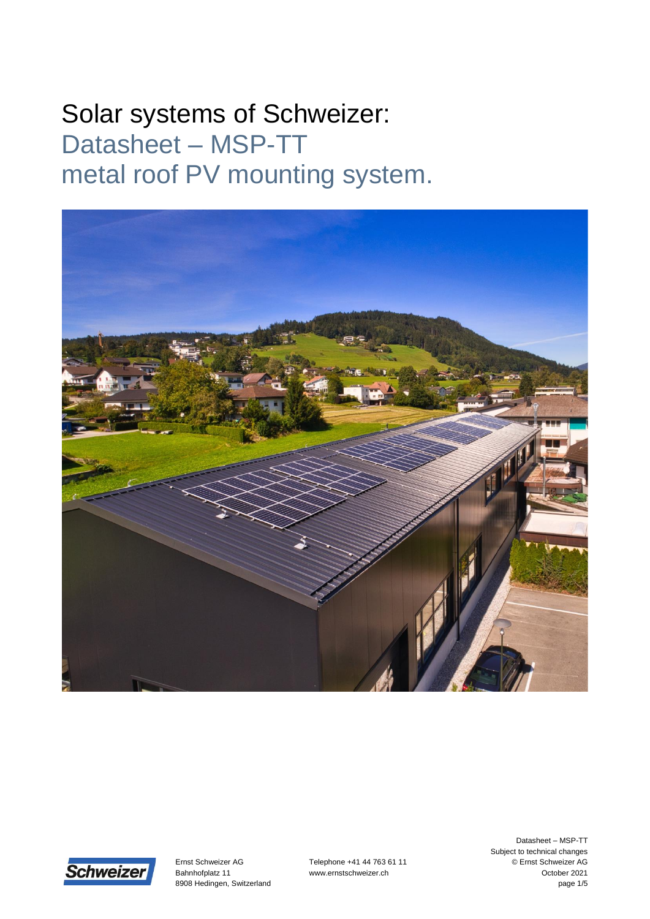# Solar systems of Schweizer:
## Datasheet – MSP-TT
## metal roof PV mounting system.

Ernst Schweizer AG
Bahnhofplatz 11
8908 Hedingen, Switzerland

Telephone +41 44 763 61 11
www.ernstschweizer.ch

Datasheet – MSP-TT
Subject to technical changes
© Ernst Schweizer AG
October 2021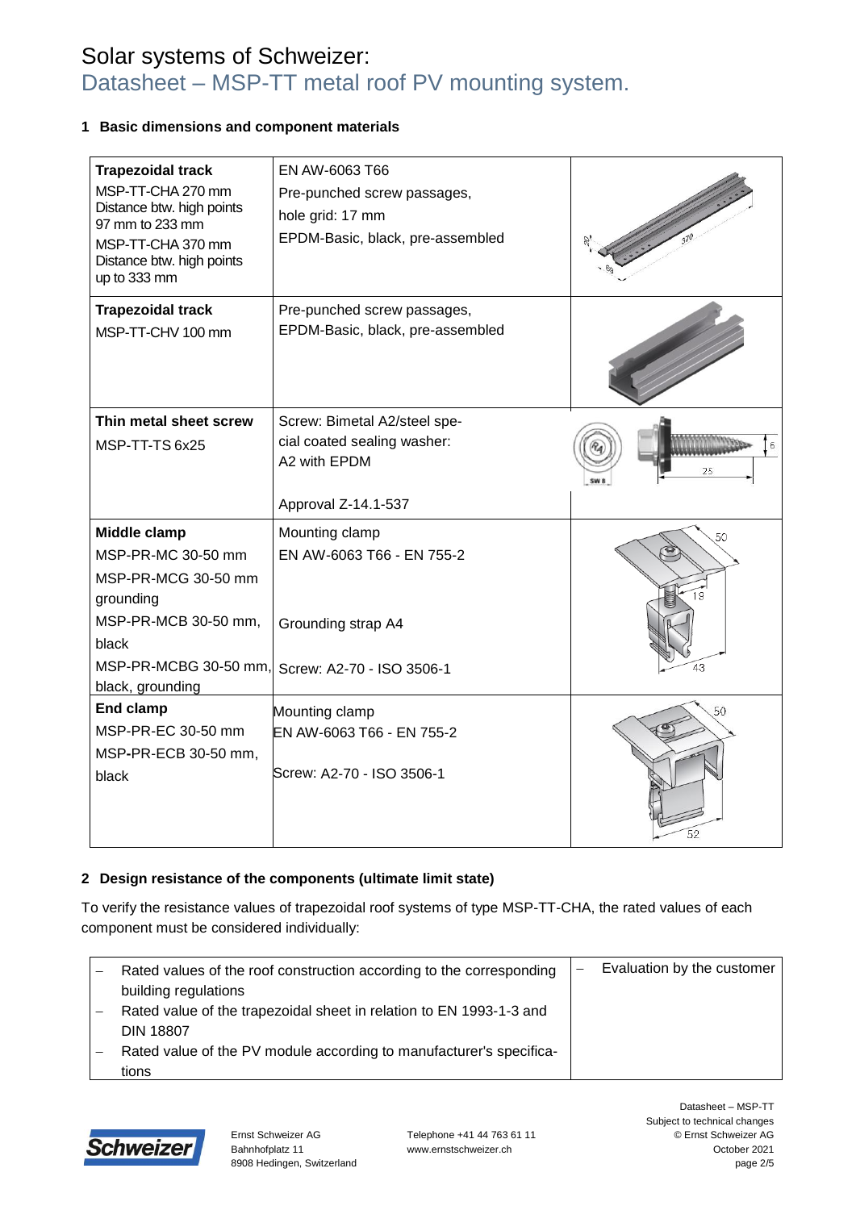# Solar systems of Schweizer:
## Datasheet – MSP-TT metal roof PV mounting system.

### 1 Basic dimensions and component materials

| | | |
|---|---|---|
| **Trapezoidal track**<br>MSP-TT-CHA 270 mm<br>Distance btw. high points 97 mm to 233 mm<br>MSP-TT-CHA 370 mm<br>Distance btw. high points up to 333 mm | EN AW-6063 T66<br>Pre-punched screw passages,<br>hole grid: 17 mm<br>EPDM-Basic, black, pre-assembled | 30<br>370<br>69 |
| **Trapezoidal track**<br>MSP-TT-CHV 100 mm | Pre-punched screw passages,<br>EPDM-Basic, black, pre-assembled | |
| **Thin metal sheet screw**<br>MSP-TT-TS 6x25 | Screw: Bimetal A2/steel special coated sealing washer:<br>A2 with EPDM<br><br>Approval Z-14.1-537 | SW 8<br>6<br>25 |
| **Middle clamp**<br>MSP-PR-MC 30-50 mm<br>MSP-PR-MCG 30-50 mm grounding<br>MSP-PR-MCB 30-50 mm, black<br>MSP-PR-MCBG 30-50 mm, black, grounding | Mounting clamp<br>EN AW-6063 T66 - EN 755-2<br><br>Grounding strap A4<br><br>Screw: A2-70 - ISO 3506-1 | 50<br>18<br>43 |
| **End clamp**<br>MSP-PR-EC 30-50 mm<br>MSP-PR-ECB 30-50 mm, black | Mounting clamp<br>EN AW-6063 T66 - EN 755-2<br><br>Screw: A2-70 - ISO 3506-1 | 50<br>52 |

### 2 Design resistance of the components (ultimate limit state)

To verify the resistance values of trapezoidal roof systems of type MSP-TT-CHA, the rated values of each component must be considered individually:

| | |
|---|---|
| – Rated values of the roof construction according to the corresponding building regulations<br>– Rated value of the trapezoidal sheet in relation to EN 1993-1-3 and DIN 18807<br>– Rated value of the PV module according to manufacturer's specifications | – Evaluation by the customer |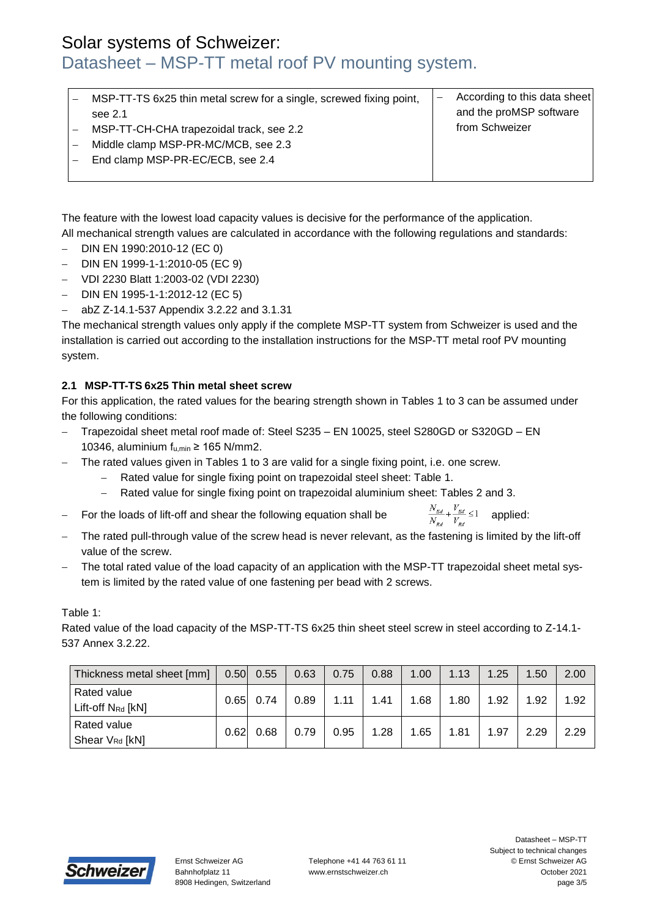# Solar systems of Schweizer:

## Datasheet – MSP-TT metal roof PV mounting system.

| | |
|---|---|
| – MSP-TT-TS 6x25 thin metal screw for a single, screwed fixing point, see 2.1<br>– MSP-TT-CH-CHA trapezoidal track, see 2.2<br>– Middle clamp MSP-PR-MC/MCB, see 2.3<br>– End clamp MSP-PR-EC/ECB, see 2.4 | – According to this data sheet and the proMSP software from Schweizer |

The feature with the lowest load capacity values is decisive for the performance of the application.
All mechanical strength values are calculated in accordance with the following regulations and standards:

- DIN EN 1990:2010-12 (EC 0)
- DIN EN 1999-1-1:2010-05 (EC 9)
- VDI 2230 Blatt 1:2003-02 (VDI 2230)
- DIN EN 1995-1-1:2012-12 (EC 5)
- abZ Z-14.1-537 Appendix 3.2.22 and 3.1.31

The mechanical strength values only apply if the complete MSP-TT system from Schweizer is used and the installation is carried out according to the installation instructions for the MSP-TT metal roof PV mounting system.

### 2.1 MSP-TT-TS 6x25 Thin metal sheet screw

For this application, the rated values for the bearing strength shown in Tables 1 to 3 can be assumed under the following conditions:

- Trapezoidal sheet metal roof made of: Steel S235 – EN 10025, steel S280GD or S320GD – EN 10346, aluminium $f_{u,min} \geq 165$ N/mm2.
- The rated values given in Tables 1 to 3 are valid for a single fixing point, i.e. one screw.
  - Rated value for single fixing point on trapezoidal steel sheet: Table 1.
  - Rated value for single fixing point on trapezoidal aluminium sheet: Tables 2 and 3.
- For the loads of lift-off and shear the following equation shall be $\frac{N_{Ed}}{N_{Rd}} + \frac{V_{Ed}}{V_{Rd}} \leq 1$ applied:
- The rated pull-through value of the screw head is never relevant, as the fastening is limited by the lift-off value of the screw.
- The total rated value of the load capacity of an application with the MSP-TT trapezoidal sheet metal system is limited by the rated value of one fastening per bead with 2 screws.

Table 1:
Rated value of the load capacity of the MSP-TT-TS 6x25 thin sheet steel screw in steel according to Z-14.1-537 Annex 3.2.22.

| Thickness metal sheet [mm] | 0.50 | 0.55 | 0.63 | 0.75 | 0.88 | 1.00 | 1.13 | 1.25 | 1.50 | 2.00 |
|---|---|---|---|---|---|---|---|---|---|---|
| Rated value Lift-off $N_{Rd}$ [kN] | 0.65 | 0.74 | 0.89 | 1.11 | 1.41 | 1.68 | 1.80 | 1.92 | 1.92 | 1.92 |
| Rated value Shear $V_{Rd}$ [kN] | 0.62 | 0.68 | 0.79 | 0.95 | 1.28 | 1.65 | 1.81 | 1.97 | 2.29 | 2.29 |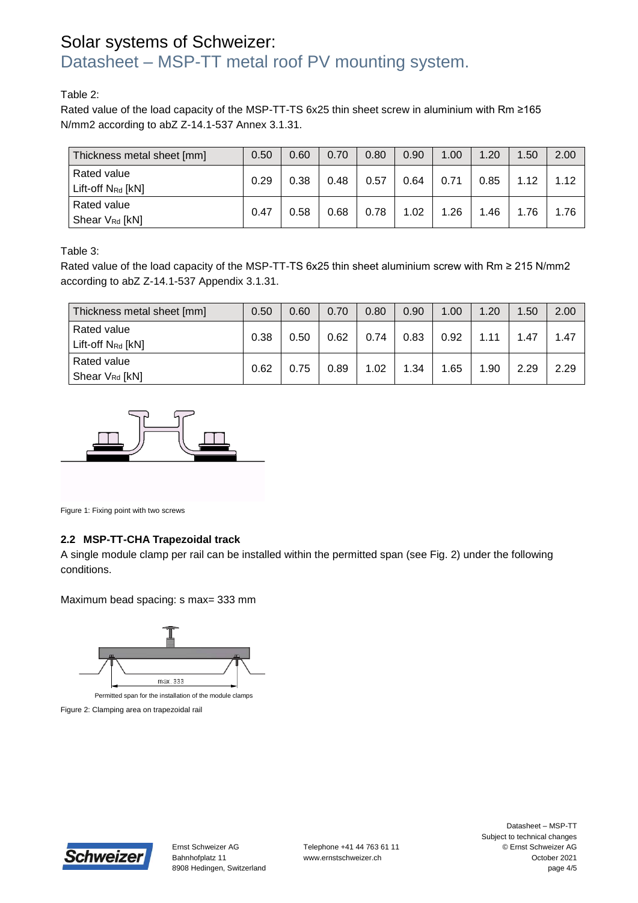# Solar systems of Schweizer:
## Datasheet – MSP-TT metal roof PV mounting system.

Table 2:

Rated value of the load capacity of the MSP-TT-TS 6x25 thin sheet screw in aluminium with Rm ≥165 N/mm2 according to abZ Z-14.1-537 Annex 3.1.31.

| Thickness metal sheet [mm] | 0.50 | 0.60 | 0.70 | 0.80 | 0.90 | 1.00 | 1.20 | 1.50 | 2.00 |
|---|---|---|---|---|---|---|---|---|---|
| Rated value Lift-off $N_{Rd}$ [kN] | 0.29 | 0.38 | 0.48 | 0.57 | 0.64 | 0.71 | 0.85 | 1.12 | 1.12 |
| Rated value Shear $V_{Rd}$ [kN] | 0.47 | 0.58 | 0.68 | 0.78 | 1.02 | 1.26 | 1.46 | 1.76 | 1.76 |

Table 3:

Rated value of the load capacity of the MSP-TT-TS 6x25 thin sheet aluminium screw with Rm ≥ 215 N/mm2 according to abZ Z-14.1-537 Appendix 3.1.31.

| Thickness metal sheet [mm] | 0.50 | 0.60 | 0.70 | 0.80 | 0.90 | 1.00 | 1.20 | 1.50 | 2.00 |
|---|---|---|---|---|---|---|---|---|---|
| Rated value Lift-off $N_{Rd}$ [kN] | 0.38 | 0.50 | 0.62 | 0.74 | 0.83 | 0.92 | 1.11 | 1.47 | 1.47 |
| Rated value Shear $V_{Rd}$ [kN] | 0.62 | 0.75 | 0.89 | 1.02 | 1.34 | 1.65 | 1.90 | 2.29 | 2.29 |

Figure 1: Fixing point with two screws

### 2.2 MSP-TT-CHA Trapezoidal track

A single module clamp per rail can be installed within the permitted span (see Fig. 2) under the following conditions.

Maximum bead spacing: s max= 333 mm

max. 333

Permitted span for the installation of the module clamps

Figure 2: Clamping area on trapezoidal rail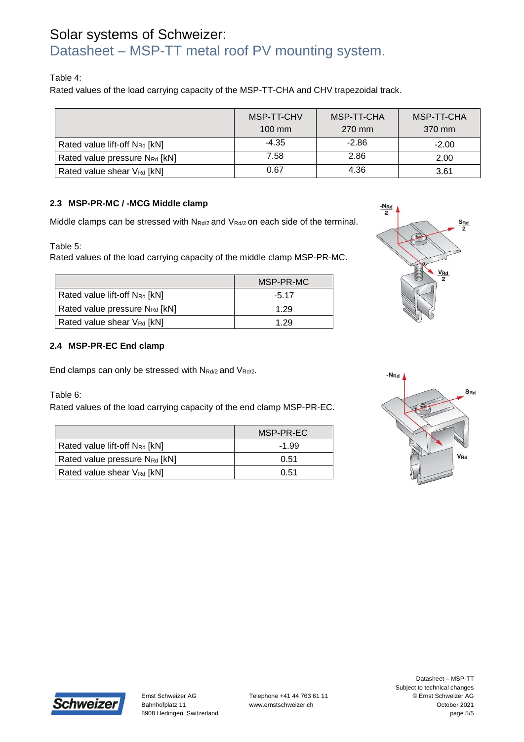# Solar systems of Schweizer:
## Datasheet – MSP-TT metal roof PV mounting system.

Table 4:
Rated values of the load carrying capacity of the MSP-TT-CHA and CHV trapezoidal track.

| | MSP-TT-CHV 100 mm | MSP-TT-CHA 270 mm | MSP-TT-CHA 370 mm |
|---|---|---|---|
| Rated value lift-off $N_{Rd}$ [kN] | -4.35 | -2.86 | -2.00 |
| Rated value pressure $N_{Rd}$ [kN] | 7.58 | 2.86 | 2.00 |
| Rated value shear $V_{Rd}$ [kN] | 0.67 | 4.36 | 3.61 |

### 2.3 MSP-PR-MC / -MCG Middle clamp

Middle clamps can be stressed with $N_{Rd/2}$ and $V_{Rd/2}$ on each side of the terminal.

Table 5:
Rated values of the load carrying capacity of the middle clamp MSP-PR-MC.

| | MSP-PR-MC |
|---|---|
| Rated value lift-off $N_{Rd}$ [kN] | -5.17 |
| Rated value pressure $N_{Rd}$ [kN] | 1.29 |
| Rated value shear $V_{Rd}$ [kN] | 1.29 |

$-\frac{N_{Rd}}{2}$

$\frac{S_{Rd}}{2}$

$\frac{V_{Rd}}{2}$

### 2.4 MSP-PR-EC End clamp

End clamps can only be stressed with $N_{Rd/2}$ and $V_{Rd/2}$.

Table 6:
Rated values of the load carrying capacity of the end clamp MSP-PR-EC.

| | MSP-PR-EC |
|---|---|
| Rated value lift-off $N_{Rd}$ [kN] | -1.99 |
| Rated value pressure $N_{Rd}$ [kN] | 0.51 |
| Rated value shear $V_{Rd}$ [kN] | 0.51 |

$-N_{Rd}$

$S_{Rd}$

$V_{Rd}$

Ernst Schweizer AG
Bahnhofplatz 11
8908 Hedingen, Switzerland

Telephone +41 44 763 61 11
www.ernstschweizer.ch

Datasheet – MSP-TT
Subject to technical changes
© Ernst Schweizer AG
October 2021